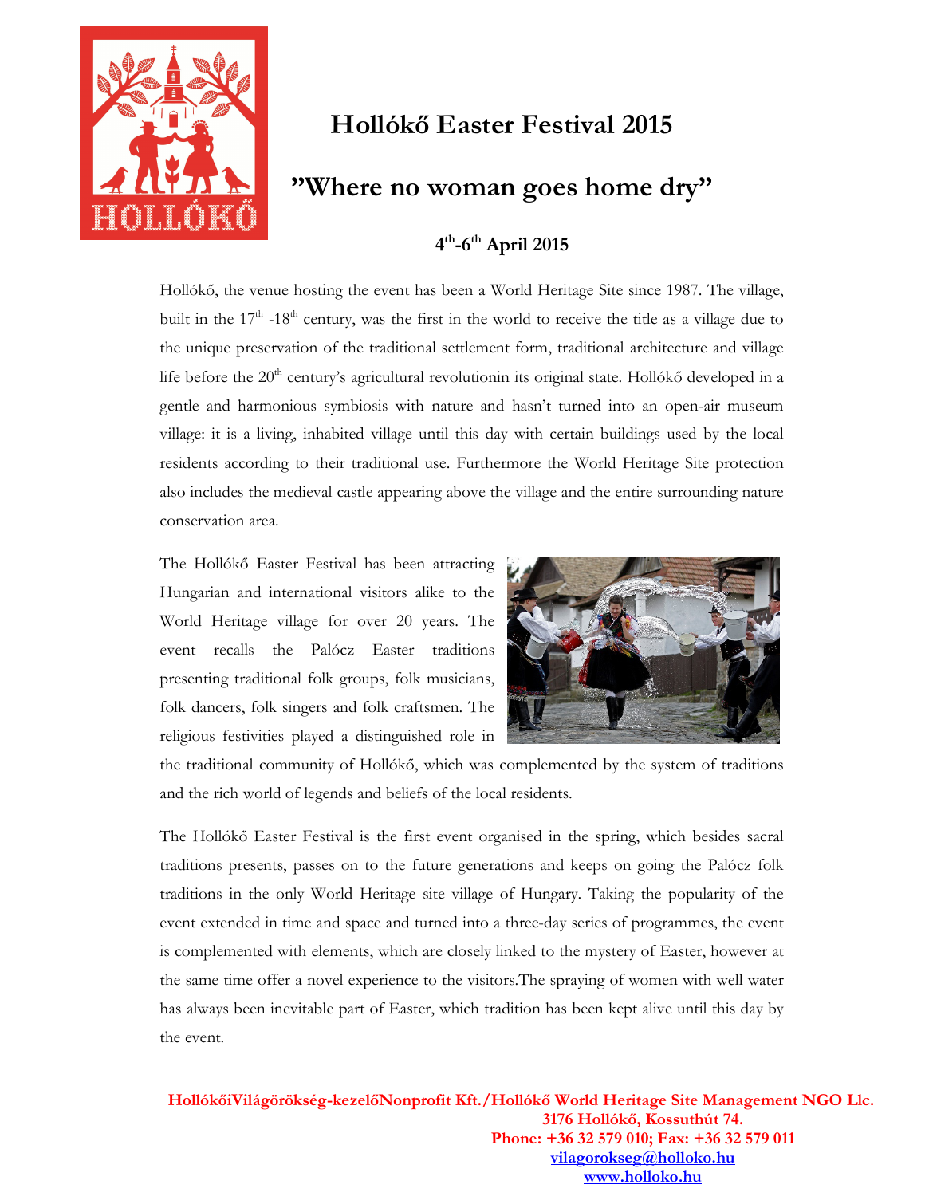# Hollókő Easter Festival 2015

## ”Where no woman goes home dry”

### 4th-6th April 2015

Hollókő, the venue hosting the event has been a World Heritage Site since 1987. The village, built in the 17th -18th century, was the first in the world to receive the title as a village due to the unique preservation of the traditional settlement form, traditional architecture and village life before the 20th century's agricultural revolutionin its original state. Hollókő developed in a gentle and harmonious symbiosis with nature and hasn't turned into an open-air museum village: it is a living, inhabited village until this day with certain buildings used by the local residents according to their traditional use. Furthermore the World Heritage Site protection also includes the medieval castle appearing above the village and the entire surrounding nature conservation area.

The Hollókő Easter Festival has been attracting Hungarian and international visitors alike to the World Heritage village for over 20 years. The event recalls the Palócz Easter traditions presenting traditional folk groups, folk musicians, folk dancers, folk singers and folk craftsmen. The religious festivities played a distinguished role in the traditional community of Hollókő, which was complemented by the system of traditions and the rich world of legends and beliefs of the local residents.

The Hollókő Easter Festival is the first event organised in the spring, which besides sacral traditions presents, passes on to the future generations and keeps on going the Palócz folk traditions in the only World Heritage site village of Hungary. Taking the popularity of the event extended in time and space and turned into a three-day series of programmes, the event is complemented with elements, which are closely linked to the mystery of Easter, however at the same time offer a novel experience to the visitors.The spraying of women with well water has always been inevitable part of Easter, which tradition has been kept alive until this day by the event.

**HollókőiVilágörökség-kezelőNonprofit Kft./Hollókő World Heritage Site Management NGO Llc.**
**3176 Hollókő, Kossuthút 74.**
**Phone: +36 32 579 010; Fax: +36 32 579 011**
**vilagorokseg@holloko.hu**
**www.holloko.hu**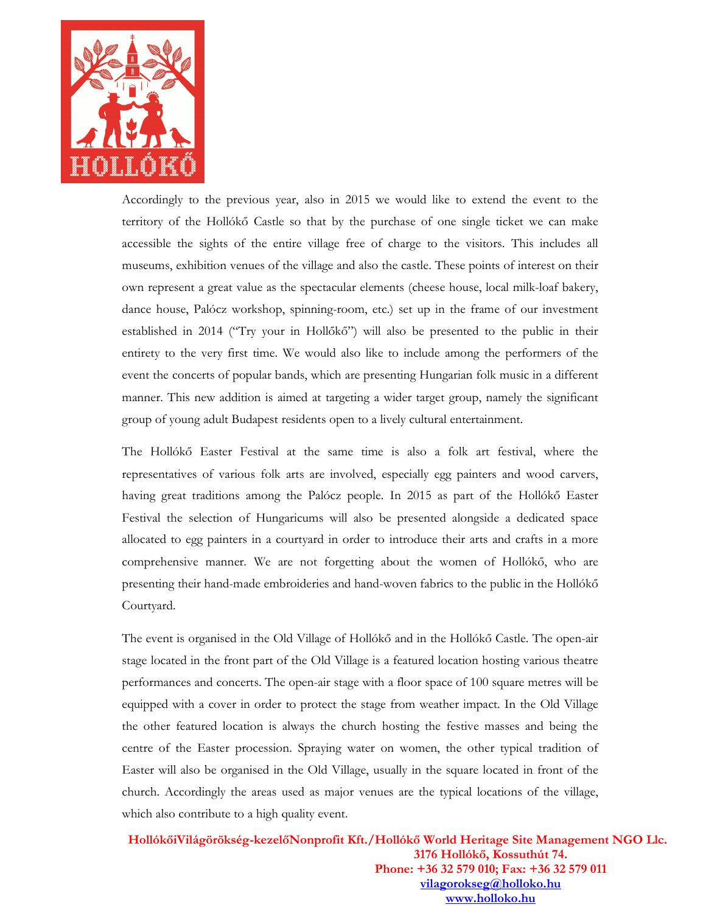Accordingly to the previous year, also in 2015 we would like to extend the event to the territory of the Hollókő Castle so that by the purchase of one single ticket we can make accessible the sights of the entire village free of charge to the visitors. This includes all museums, exhibition venues of the village and also the castle. These points of interest on their own represent a great value as the spectacular elements (cheese house, local milk-loaf bakery, dance house, Palócz workshop, spinning-room, etc.) set up in the frame of our investment established in 2014 ("Try your in Hollókő") will also be presented to the public in their entirety to the very first time. We would also like to include among the performers of the event the concerts of popular bands, which are presenting Hungarian folk music in a different manner. This new addition is aimed at targeting a wider target group, namely the significant group of young adult Budapest residents open to a lively cultural entertainment.

The Hollókő Easter Festival at the same time is also a folk art festival, where the representatives of various folk arts are involved, especially egg painters and wood carvers, having great traditions among the Palócz people. In 2015 as part of the Hollókő Easter Festival the selection of Hungaricums will also be presented alongside a dedicated space allocated to egg painters in a courtyard in order to introduce their arts and crafts in a more comprehensive manner. We are not forgetting about the women of Hollókő, who are presenting their hand-made embroideries and hand-woven fabrics to the public in the Hollókő Courtyard.

The event is organised in the Old Village of Hollókő and in the Hollókő Castle. The open-air stage located in the front part of the Old Village is a featured location hosting various theatre performances and concerts. The open-air stage with a floor space of 100 square metres will be equipped with a cover in order to protect the stage from weather impact. In the Old Village the other featured location is always the church hosting the festive masses and being the centre of the Easter procession. Spraying water on women, the other typical tradition of Easter will also be organised in the Old Village, usually in the square located in front of the church. Accordingly the areas used as major venues are the typical locations of the village, which also contribute to a high quality event.

**HollókőiVilágörökség-kezelőNonprofit Kft./Hollókő World Heritage Site Management NGO Llc.**
**3176 Hollókő, Kossuthút 74.**
**Phone: +36 32 579 010; Fax: +36 32 579 011**
**vilagorokseg@holloko.hu**
**www.holloko.hu**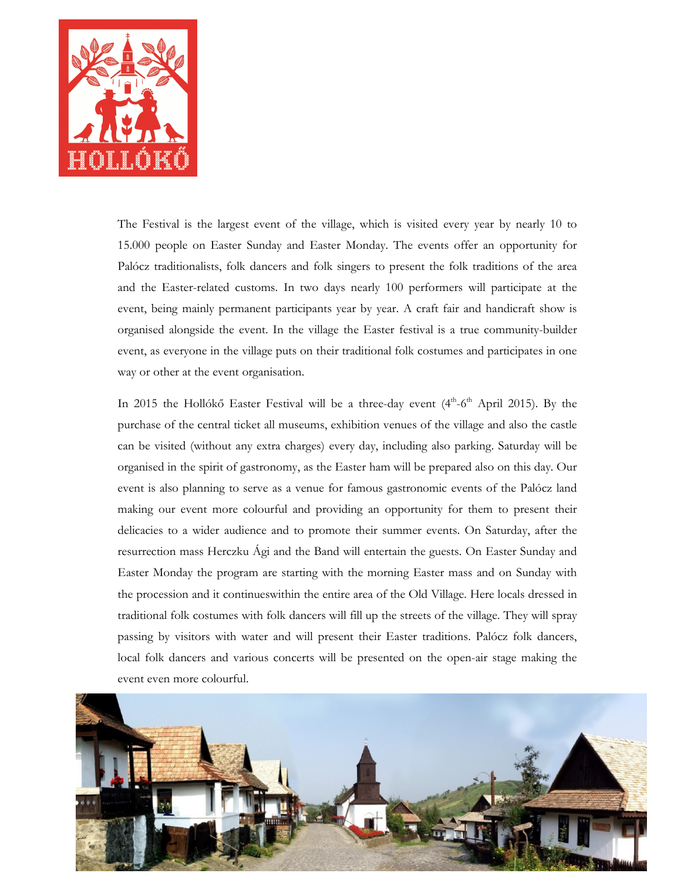The Festival is the largest event of the village, which is visited every year by nearly 10 to 15.000 people on Easter Sunday and Easter Monday. The events offer an opportunity for Palócz traditionalists, folk dancers and folk singers to present the folk traditions of the area and the Easter-related customs. In two days nearly 100 performers will participate at the event, being mainly permanent participants year by year. A craft fair and handicraft show is organised alongside the event. In the village the Easter festival is a true community-builder event, as everyone in the village puts on their traditional folk costumes and participates in one way or other at the event organisation.

In 2015 the Hollókő Easter Festival will be a three-day event (4th-6th April 2015). By the purchase of the central ticket all museums, exhibition venues of the village and also the castle can be visited (without any extra charges) every day, including also parking. Saturday will be organised in the spirit of gastronomy, as the Easter ham will be prepared also on this day. Our event is also planning to serve as a venue for famous gastronomic events of the Palócz land making our event more colourful and providing an opportunity for them to present their delicacies to a wider audience and to promote their summer events. On Saturday, after the resurrection mass Herczku Ági and the Band will entertain the guests. On Easter Sunday and Easter Monday the program are starting with the morning Easter mass and on Sunday with the procession and it continueswithin the entire area of the Old Village. Here locals dressed in traditional folk costumes with folk dancers will fill up the streets of the village. They will spray passing by visitors with water and will present their Easter traditions. Palócz folk dancers, local folk dancers and various concerts will be presented on the open-air stage making the event even more colourful.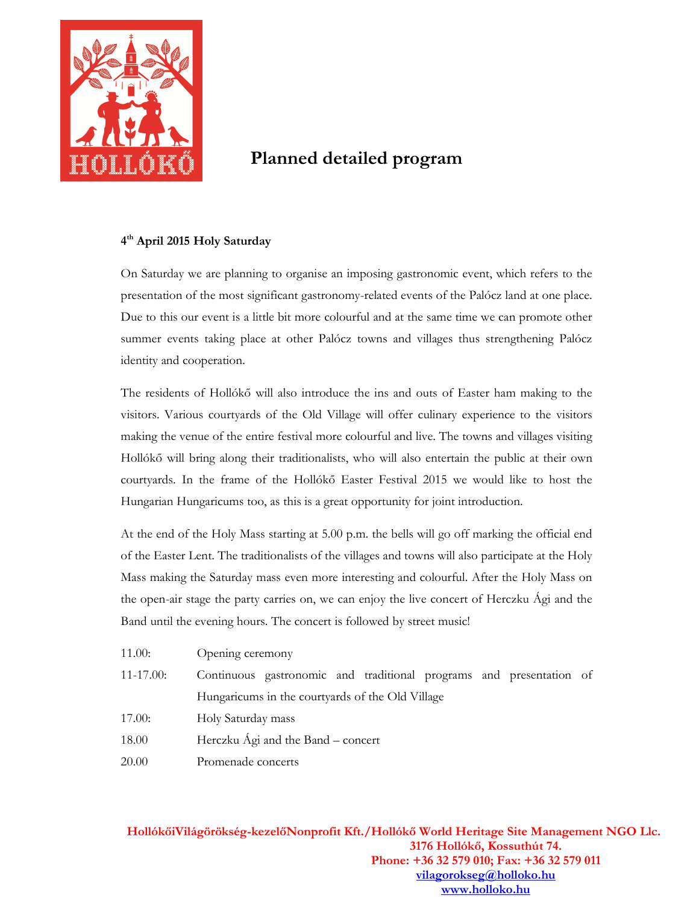# Planned detailed program

**4th April 2015 Holy Saturday**

On Saturday we are planning to organise an imposing gastronomic event, which refers to the presentation of the most significant gastronomy-related events of the Palócz land at one place. Due to this our event is a little bit more colourful and at the same time we can promote other summer events taking place at other Palócz towns and villages thus strengthening Palócz identity and cooperation.

The residents of Hollókő will also introduce the ins and outs of Easter ham making to the visitors. Various courtyards of the Old Village will offer culinary experience to the visitors making the venue of the entire festival more colourful and live. The towns and villages visiting Hollókő will bring along their traditionalists, who will also entertain the public at their own courtyards. In the frame of the Hollókő Easter Festival 2015 we would like to host the Hungarian Hungaricums too, as this is a great opportunity for joint introduction.

At the end of the Holy Mass starting at 5.00 p.m. the bells will go off marking the official end of the Easter Lent. The traditionalists of the villages and towns will also participate at the Holy Mass making the Saturday mass even more interesting and colourful. After the Holy Mass on the open-air stage the party carries on, we can enjoy the live concert of Herczku Ági and the Band until the evening hours. The concert is followed by street music!

| | |
|---|---|
| 11.00: | Opening ceremony |
| 11-17.00: | Continuous gastronomic and traditional programs and presentation of Hungaricums in the courtyards of the Old Village |
| 17.00: | Holy Saturday mass |
| 18.00 | Herczku Ági and the Band – concert |
| 20.00 | Promenade concerts |

**HollókőiVilágörökség-kezelőNonprofit Kft./Hollókő World Heritage Site Management NGO Llc.**
**3176 Hollókő, Kossuthút 74.**
**Phone: +36 32 579 010; Fax: +36 32 579 011**
**vilagorokseg@holloko.hu**
**www.holloko.hu**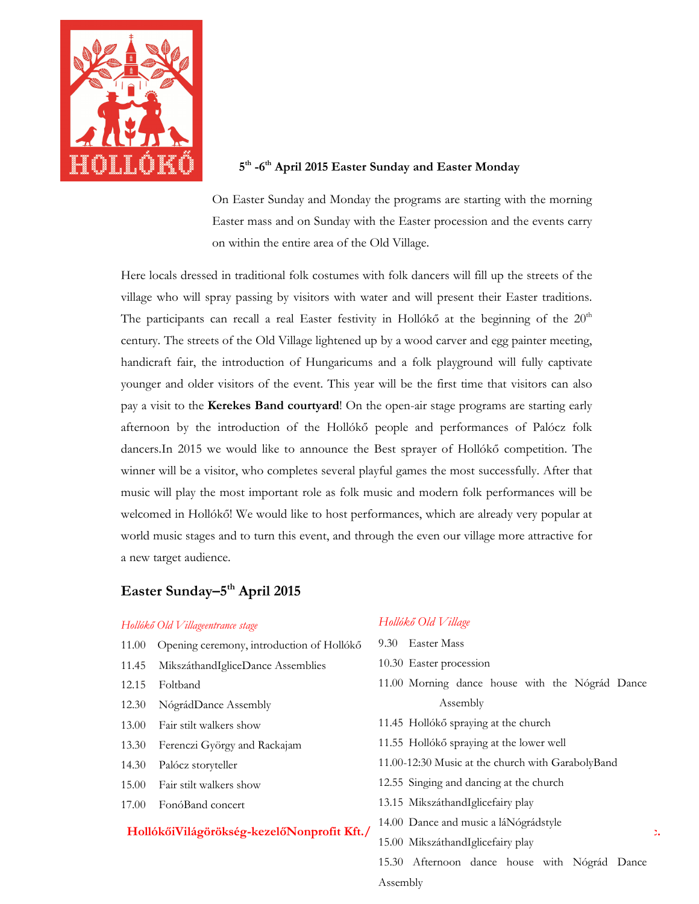**5th -6th April 2015 Easter Sunday and Easter Monday**

On Easter Sunday and Monday the programs are starting with the morning Easter mass and on Sunday with the Easter procession and the events carry on within the entire area of the Old Village.

Here locals dressed in traditional folk costumes with folk dancers will fill up the streets of the village who will spray passing by visitors with water and will present their Easter traditions. The participants can recall a real Easter festivity in Hollókő at the beginning of the 20th century. The streets of the Old Village lightened up by a wood carver and egg painter meeting, handicraft fair, the introduction of Hungaricums and a folk playground will fully captivate younger and older visitors of the event. This year will be the first time that visitors can also pay a visit to the **Kerekes Band courtyard**! On the open-air stage programs are starting early afternoon by the introduction of the Hollókő people and performances of Palócz folk dancers.In 2015 we would like to announce the Best sprayer of Hollókő competition. The winner will be a visitor, who completes several playful games the most successfully. After that music will play the most important role as folk music and modern folk performances will be welcomed in Hollókő! We would like to host performances, which are already very popular at world music stages and to turn this event, and through the even our village more attractive for a new target audience.

## Easter Sunday–5th April 2015

*Hollókő Old Villageentrance stage*

- 11.00 Opening ceremony, introduction of Hollókő
- 11.45 MikszáthandIgliceDance Assemblies
- 12.15 Foltband
- 12.30 NógrádDance Assembly
- 13.00 Fair stilt walkers show
- 13.30 Ferenczi György and Rackajam
- 14.30 Palócz storyteller
- 15.00 Fair stilt walkers show
- 17.00 FonóBand concert

*Hollókő Old Village*

- 9.30 Easter Mass
- 10.30 Easter procession
- 11.00 Morning dance house with the Nógrád Dance Assembly
- 11.45 Hollókő spraying at the church
- 11.55 Hollókő spraying at the lower well
- 11.00-12:30 Music at the church with GarabolyBand
- 12.55 Singing and dancing at the church
- 13.15 MikszáthandIglicefairy play
- 14.00 Dance and music a láNógrádstyle
- 15.00 MikszáthandIglicefairy play
- 15.30 Afternoon dance house with Nógrád Dance Assembly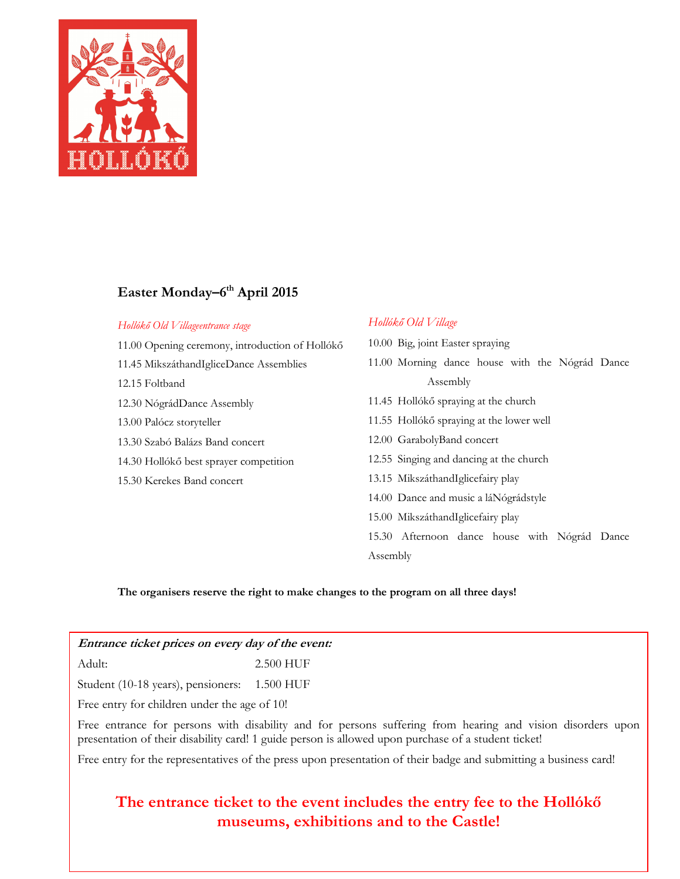HOLLÓKŐ

## Easter Monday–6th April 2015

*Hollókő Old Villageentrance stage*

11.00 Opening ceremony, introduction of Hollókő

11.45 MikszáthandIgliceDance Assemblies

12.15 Foltband

12.30 NógrádDance Assembly

13.00 Palócz storyteller

13.30 Szabó Balázs Band concert

14.30 Hollókő best sprayer competition

15.30 Kerekes Band concert

*Hollókő Old Village*

10.00 Big, joint Easter spraying

11.00 Morning dance house with the Nógrád Dance Assembly

11.45 Hollókő spraying at the church

11.55 Hollókő spraying at the lower well

12.00 GarabolyBand concert

12.55 Singing and dancing at the church

13.15 MikszáthandIglicefairy play

14.00 Dance and music a láNógrádstyle

15.00 MikszáthandIglicefairy play

15.30 Afternoon dance house with Nógrád Dance Assembly

**The organisers reserve the right to make changes to the program on all three days!**

***Entrance ticket prices on every day of the event:***

Adult: 2.500 HUF

Student (10-18 years), pensioners: 1.500 HUF

Free entry for children under the age of 10!

Free entrance for persons with disability and for persons suffering from hearing and vision disorders upon presentation of their disability card! 1 guide person is allowed upon purchase of a student ticket!

Free entry for the representatives of the press upon presentation of their badge and submitting a business card!

**The entrance ticket to the event includes the entry fee to the Hollókő museums, exhibitions and to the Castle!**